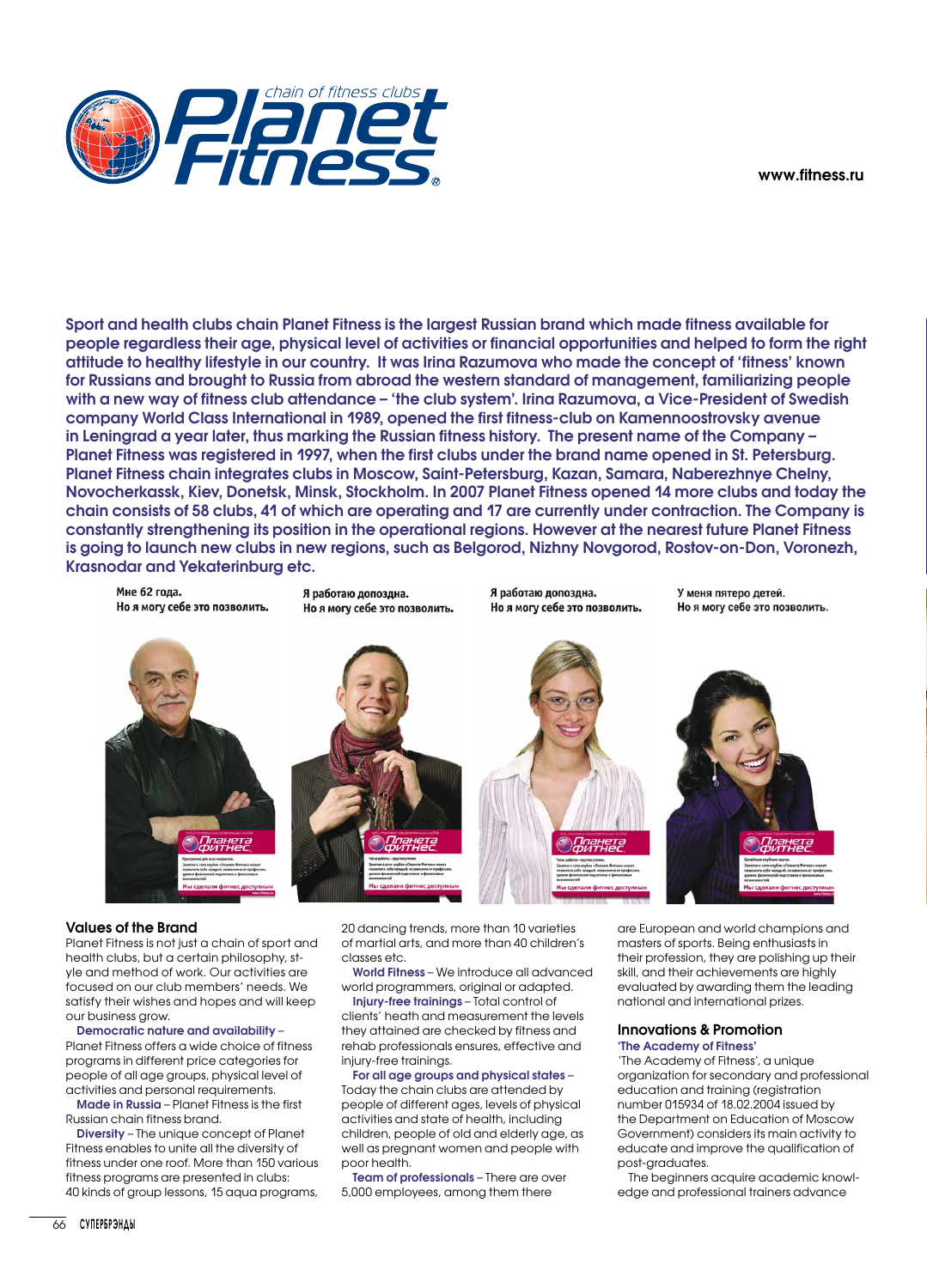Planet Fitness — chain of fitness clubs

www.fitness.ru

**Sport and health clubs chain Planet Fitness is the largest Russian brand which made fitness available for people regardless their age, physical level of activities or financial opportunities and helped to form the right attitude to healthy lifestyle in our country. It was Irina Razumova who made the concept of 'fitness' known for Russians and brought to Russia from abroad the western standard of management, familiarizing people with a new way of fitness club attendance – 'the club system'. Irina Razumova, a Vice-President of Swedish company World Class International in 1989, opened the first fitness-club on Kamennoostrovsky avenue in Leningrad a year later, thus marking the Russian fitness history. The present name of the Company – Planet Fitness was registered in 1997, when the first clubs under the brand name opened in St. Petersburg. Planet Fitness chain integrates clubs in Moscow, Saint-Petersburg, Kazan, Samara, Naberezhnye Chelny, Novocherkassk, Kiev, Donetsk, Minsk, Stockholm. In 2007 Planet Fitness opened 14 more clubs and today the chain consists of 58 clubs, 41 of which are operating and 17 are currently under contraction. The Company is constantly strengthening its position in the operational regions. However at the nearest future Planet Fitness is going to launch new clubs in new regions, such as Belgorod, Nizhny Novgorod, Rostov-on-Don, Voronezh, Krasnodar and Yekaterinburg etc.**

**Мне 62 года. Но я могу себе это позволить.**

**Я работаю допоздна. Но я могу себе это позволить.**

**Я работаю допоздна. Но я могу себе это позволить.**

**У меня пятеро детей. Но я могу себе это позволить.**

## Values of the Brand

Planet Fitness is not just a chain of sport and health clubs, but a certain philosophy, style and method of work. Our activities are focused on our club members' needs. We satisfy their wishes and hopes and will keep our business grow.

**Democratic nature and availability** – Planet Fitness offers a wide choice of fitness programs in different price categories for people of all age groups, physical level of activities and personal requirements.

**Made in Russia** – Planet Fitness is the first Russian chain fitness brand.

**Diversity** – The unique concept of Planet Fitness enables to unite all the diversity of fitness under one roof. More than 150 various fitness programs are presented in clubs: 40 kinds of group lessons, 15 aqua programs, 20 dancing trends, more than 10 varieties of martial arts, and more than 40 children's classes etc.

**World Fitness** – We introduce all advanced world programmers, original or adapted.

**Injury-free trainings** – Total control of clients' heath and measurement the levels they attained are checked by fitness and rehab professionals ensures, effective and injury-free trainings.

**For all age groups and physical states** – Today the chain clubs are attended by people of different ages, levels of physical activities and state of health, including children, people of old and elderly age, as well as pregnant women and people with poor health.

**Team of professionals** – There are over 5,000 employees, among them there are European and world champions and masters of sports. Being enthusiasts in their profession, they are polishing up their skill, and their achievements are highly evaluated by awarding them the leading national and international prizes.

## Innovations & Promotion

**'The Academy of Fitness'**

'The Academy of Fitness', a unique organization for secondary and professional education and training (registration number 015934 of 18.02.2004 issued by the Department on Education of Moscow Government) considers its main activity to educate and improve the qualification of post-graduates.

The beginners acquire academic knowledge and professional trainers advance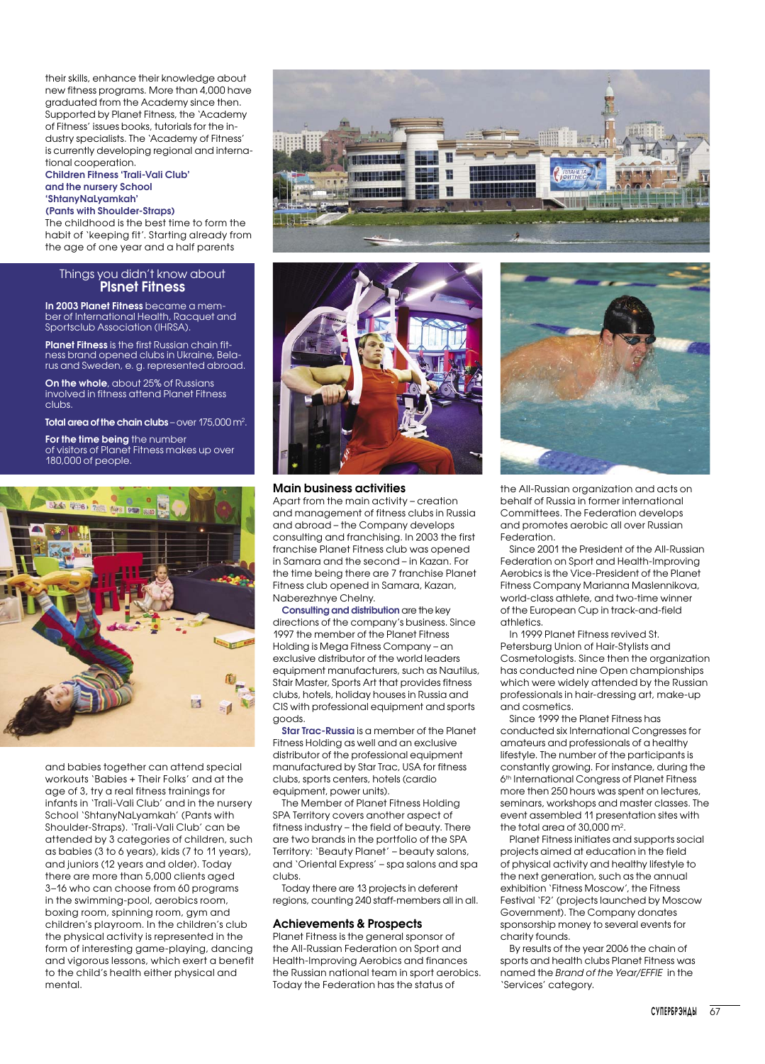their skills, enhance their knowledge about new fitness programs. More than 4,000 have graduated from the Academy since then. Supported by Planet Fitness, the 'Academy of Fitness' issues books, tutorials for the industry specialists. The 'Academy of Fitness' is currently developing regional and international cooperation.

**Children Fitness 'Trali-Vali Club' and the nursery School 'ShtanyNaLyamkah' (Pants with Shoulder-Straps)**

The childhood is the best time to form the habit of 'keeping fit'. Starting already from the age of one year and a half parents and babies together can attend special workouts 'Babies + Their Folks' and at the age of 3, try a real fitness trainings for infants in 'Trali-Vali Club' and in the nursery School 'ShtanyNaLyamkah' (Pants with Shoulder-Straps). 'Trali-Vali Club' can be attended by 3 categories of children, such as babies (3 to 6 years), kids (7 to 11 years), and juniors (12 years and older). Today there are more than 5,000 clients aged 3–16 who can choose from 60 programs in the swimming-pool, aerobics room, boxing room, spinning room, gym and children's playroom. In the children's club the physical activity is represented in the form of interesting game-playing, dancing and vigorous lessons, which exert a benefit to the child's health either physical and mental.

## Things you didn't know about Plsnet Fitness

**In 2003 Planet Fitness** became a member of International Health, Racquet and Sportsclub Association (IHRSA).

**Planet Fitness** is the first Russian chain fitness brand opened clubs in Ukraine, Belarus and Sweden, e. g. represented abroad.

**On the whole**, about 25% of Russians involved in fitness attend Planet Fitness clubs.

**Total area of the chain clubs** – over 175,000 m².

**For the time being** the number of visitors of Planet Fitness makes up over 180,000 of people.

## Main business activities

Apart from the main activity – creation and management of fitness clubs in Russia and abroad – the Company develops consulting and franchising. In 2003 the first franchise Planet Fitness club was opened in Samara and the second – in Kazan. For the time being there are 7 franchise Planet Fitness club opened in Samara, Kazan, Naberezhnye Chelny.

**Consulting and distribution** are the key directions of the company's business. Since 1997 the member of the Planet Fitness Holding is Mega Fitness Company – an exclusive distributor of the world leaders equipment manufacturers, such as Nautilus, Stair Master, Sports Art that provides fitness clubs, hotels, holiday houses in Russia and CIS with professional equipment and sports goods.

**Star Trac-Russia** is a member of the Planet Fitness Holding as well and an exclusive distributor of the professional equipment manufactured by Star Trac, USA for fitness clubs, sports centers, hotels (cardio equipment, power units).

The Member of Planet Fitness Holding SPA Territory covers another aspect of fitness industry – the field of beauty. There are two brands in the portfolio of the SPA Territory: 'Beauty Planet' – beauty salons, and 'Oriental Express' – spa salons and spa clubs.

Today there are 13 projects in deferent regions, counting 240 staff-members all in all.

## Achievements & Prospects

Planet Fitness is the general sponsor of the All-Russian Federation on Sport and Health-Improving Aerobics and finances the Russian national team in sport aerobics. Today the Federation has the status of the All-Russian organization and acts on behalf of Russia in former international Committees. The Federation develops and promotes aerobic all over Russian Federation.

Since 2001 the President of the All-Russian Federation on Sport and Health-Improving Aerobics is the Vice-President of the Planet Fitness Company Marianna Maslennikova, world-class athlete, and two-time winner of the European Cup in track-and-field athletics.

In 1999 Planet Fitness revived St. Petersburg Union of Hair-Stylists and Cosmetologists. Since then the organization has conducted nine Open championships which were widely attended by the Russian professionals in hair-dressing art, make-up and cosmetics.

Since 1999 the Planet Fitness has conducted six International Congresses for amateurs and professionals of a healthy lifestyle. The number of the participants is constantly growing. For instance, during the 6th International Congress of Planet Fitness more then 250 hours was spent on lectures, seminars, workshops and master classes. The event assembled 11 presentation sites with the total area of 30,000 m².

Planet Fitness initiates and supports social projects aimed at education in the field of physical activity and healthy lifestyle to the next generation, such as the annual exhibition 'Fitness Moscow', the Fitness Festival 'F2' (projects launched by Moscow Government). The Company donates sponsorship money to several events for charity founds.

By results of the year 2006 the chain of sports and health clubs Planet Fitness was named the *Brand of the Year/EFFIE* in the 'Services' category.